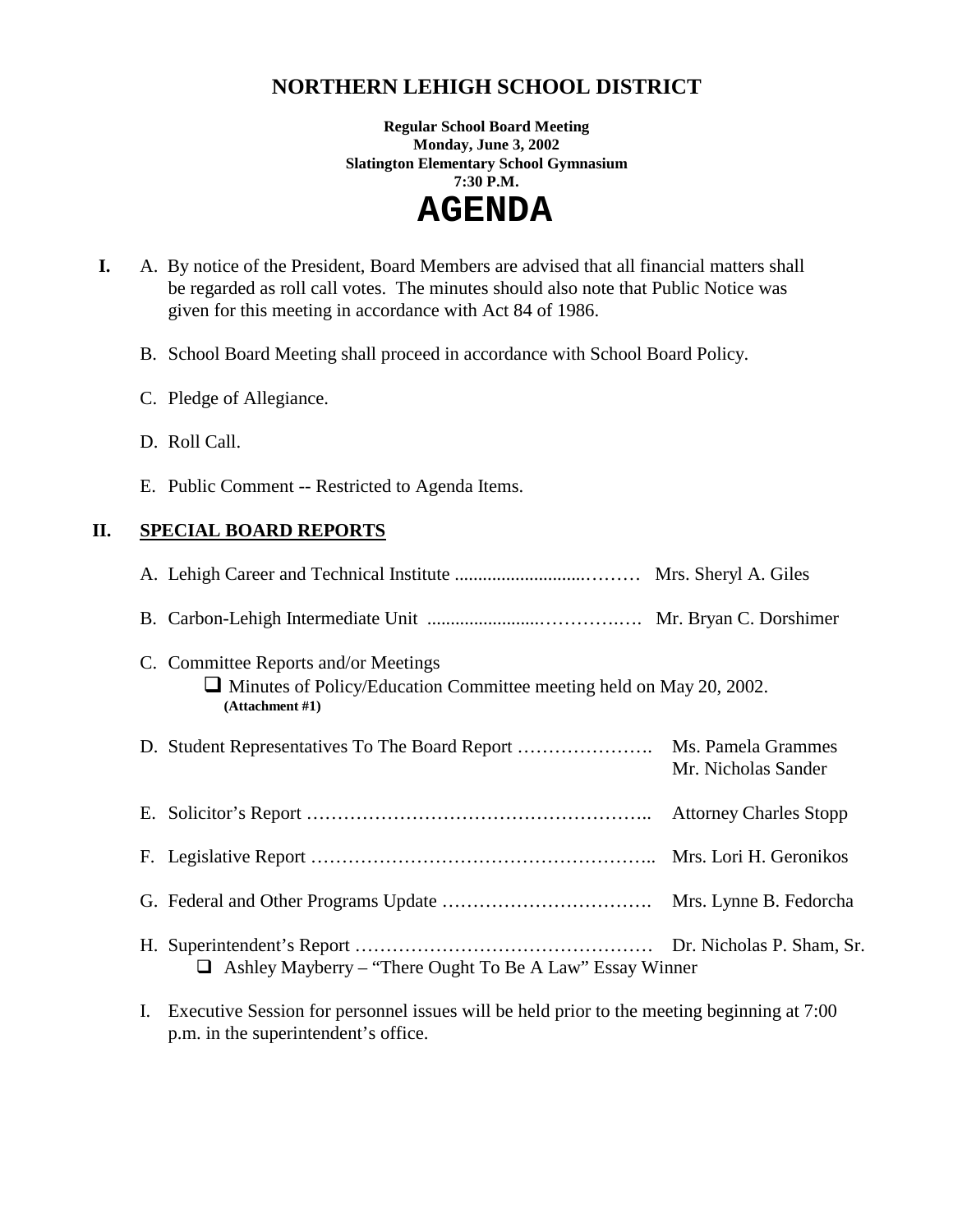# NORTHERN LEHIGH SCHOOL DISTRICT

**Regular School Board Meeting**
**Monday, June 3, 2002**
**Slatington Elementary School Gymnasium**
**7:30 P.M.**

# AGENDA

**I.** A. By notice of the President, Board Members are advised that all financial matters shall be regarded as roll call votes. The minutes should also note that Public Notice was given for this meeting in accordance with Act 84 of 1986.

B. School Board Meeting shall proceed in accordance with School Board Policy.

C. Pledge of Allegiance.

D. Roll Call.

E. Public Comment -- Restricted to Agenda Items.

## II. SPECIAL BOARD REPORTS

A. Lehigh Career and Technical Institute ............................……… Mrs. Sheryl A. Giles

B. Carbon-Lehigh Intermediate Unit ........................………….…. Mr. Bryan C. Dorshimer

C. Committee Reports and/or Meetings
- Minutes of Policy/Education Committee meeting held on May 20, 2002. **(Attachment #1)**

D. Student Representatives To The Board Report …………………. Ms. Pamela Grammes, Mr. Nicholas Sander

E. Solicitor's Report ……………………………………………….. Attorney Charles Stopp

F. Legislative Report ……………………………………………….. Mrs. Lori H. Geronikos

G. Federal and Other Programs Update ……………………………. Mrs. Lynne B. Fedorcha

H. Superintendent's Report ………………………………………… Dr. Nicholas P. Sham, Sr.
- Ashley Mayberry – "There Ought To Be A Law" Essay Winner

I. Executive Session for personnel issues will be held prior to the meeting beginning at 7:00 p.m. in the superintendent's office.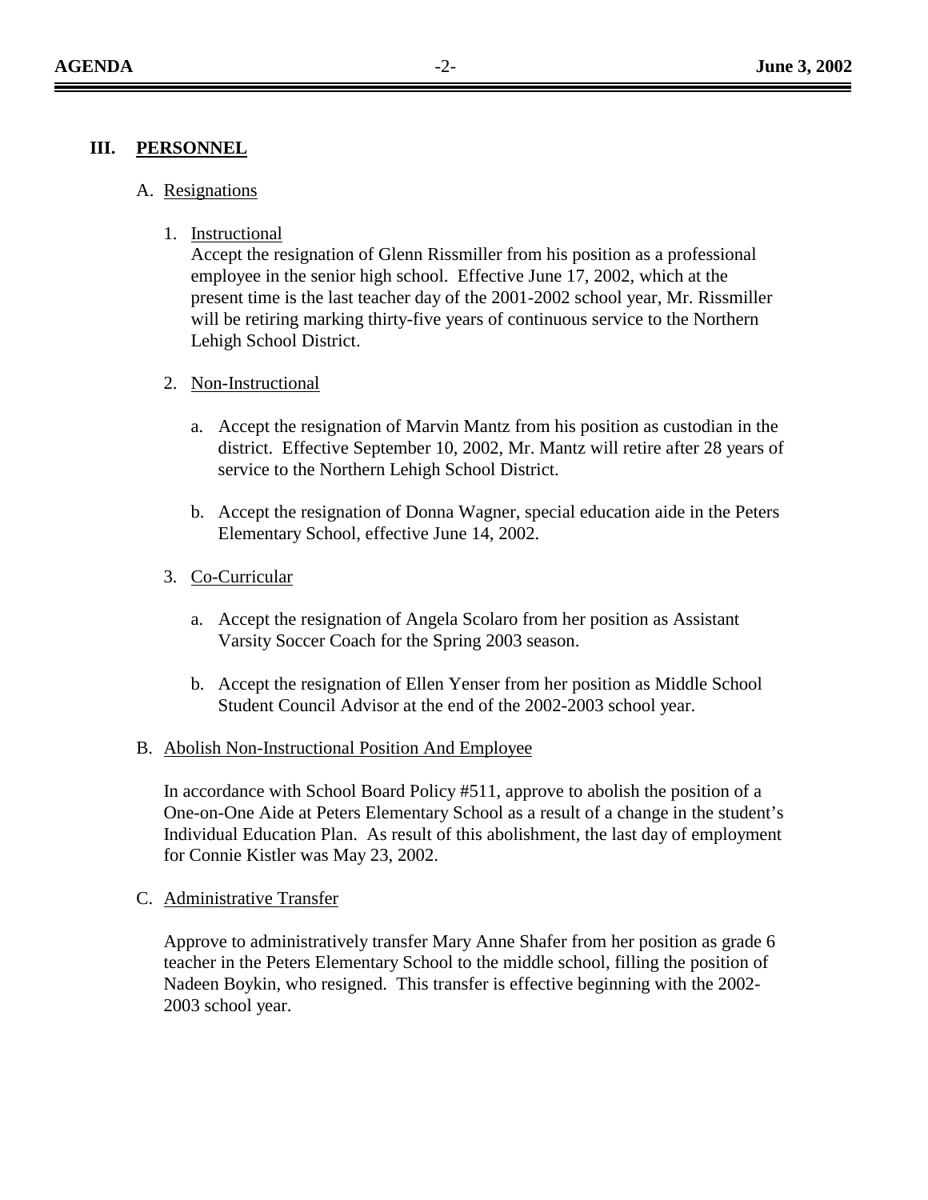## III. PERSONNEL

### A. Resignations

1. Instructional

   Accept the resignation of Glenn Rissmiller from his position as a professional employee in the senior high school. Effective June 17, 2002, which at the present time is the last teacher day of the 2001-2002 school year, Mr. Rissmiller will be retiring marking thirty-five years of continuous service to the Northern Lehigh School District.

2. Non-Instructional

   a. Accept the resignation of Marvin Mantz from his position as custodian in the district. Effective September 10, 2002, Mr. Mantz will retire after 28 years of service to the Northern Lehigh School District.

   b. Accept the resignation of Donna Wagner, special education aide in the Peters Elementary School, effective June 14, 2002.

3. Co-Curricular

   a. Accept the resignation of Angela Scolaro from her position as Assistant Varsity Soccer Coach for the Spring 2003 season.

   b. Accept the resignation of Ellen Yenser from her position as Middle School Student Council Advisor at the end of the 2002-2003 school year.

### B. Abolish Non-Instructional Position And Employee

In accordance with School Board Policy #511, approve to abolish the position of a One-on-One Aide at Peters Elementary School as a result of a change in the student's Individual Education Plan. As result of this abolishment, the last day of employment for Connie Kistler was May 23, 2002.

### C. Administrative Transfer

Approve to administratively transfer Mary Anne Shafer from her position as grade 6 teacher in the Peters Elementary School to the middle school, filling the position of Nadeen Boykin, who resigned. This transfer is effective beginning with the 2002-2003 school year.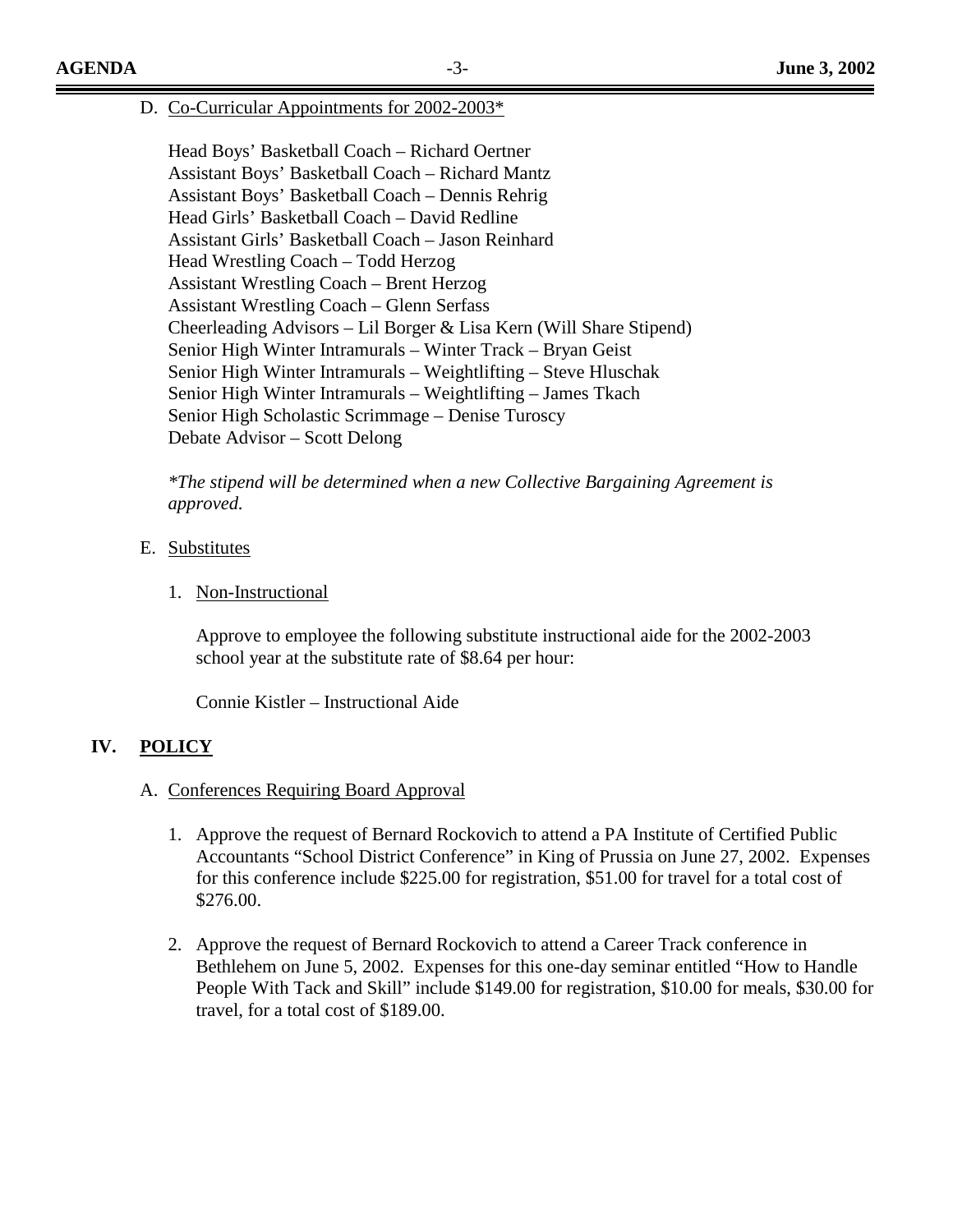D. Co-Curricular Appointments for 2002-2003*

Head Boys' Basketball Coach – Richard Oertner
Assistant Boys' Basketball Coach – Richard Mantz
Assistant Boys' Basketball Coach – Dennis Rehrig
Head Girls' Basketball Coach – David Redline
Assistant Girls' Basketball Coach – Jason Reinhard
Head Wrestling Coach – Todd Herzog
Assistant Wrestling Coach – Brent Herzog
Assistant Wrestling Coach – Glenn Serfass
Cheerleading Advisors – Lil Borger & Lisa Kern (Will Share Stipend)
Senior High Winter Intramurals – Winter Track – Bryan Geist
Senior High Winter Intramurals – Weightlifting – Steve Hluschak
Senior High Winter Intramurals – Weightlifting – James Tkach
Senior High Scholastic Scrimmage – Denise Turoscy
Debate Advisor – Scott Delong

*\*The stipend will be determined when a new Collective Bargaining Agreement is approved.*

E. Substitutes

1. Non-Instructional

   Approve to employee the following substitute instructional aide for the 2002-2003 school year at the substitute rate of $8.64 per hour:

   Connie Kistler – Instructional Aide

## IV. POLICY

A. Conferences Requiring Board Approval

1. Approve the request of Bernard Rockovich to attend a PA Institute of Certified Public Accountants "School District Conference" in King of Prussia on June 27, 2002. Expenses for this conference include $225.00 for registration, $51.00 for travel for a total cost of $276.00.

2. Approve the request of Bernard Rockovich to attend a Career Track conference in Bethlehem on June 5, 2002. Expenses for this one-day seminar entitled "How to Handle People With Tack and Skill" include $149.00 for registration, $10.00 for meals, $30.00 for travel, for a total cost of $189.00.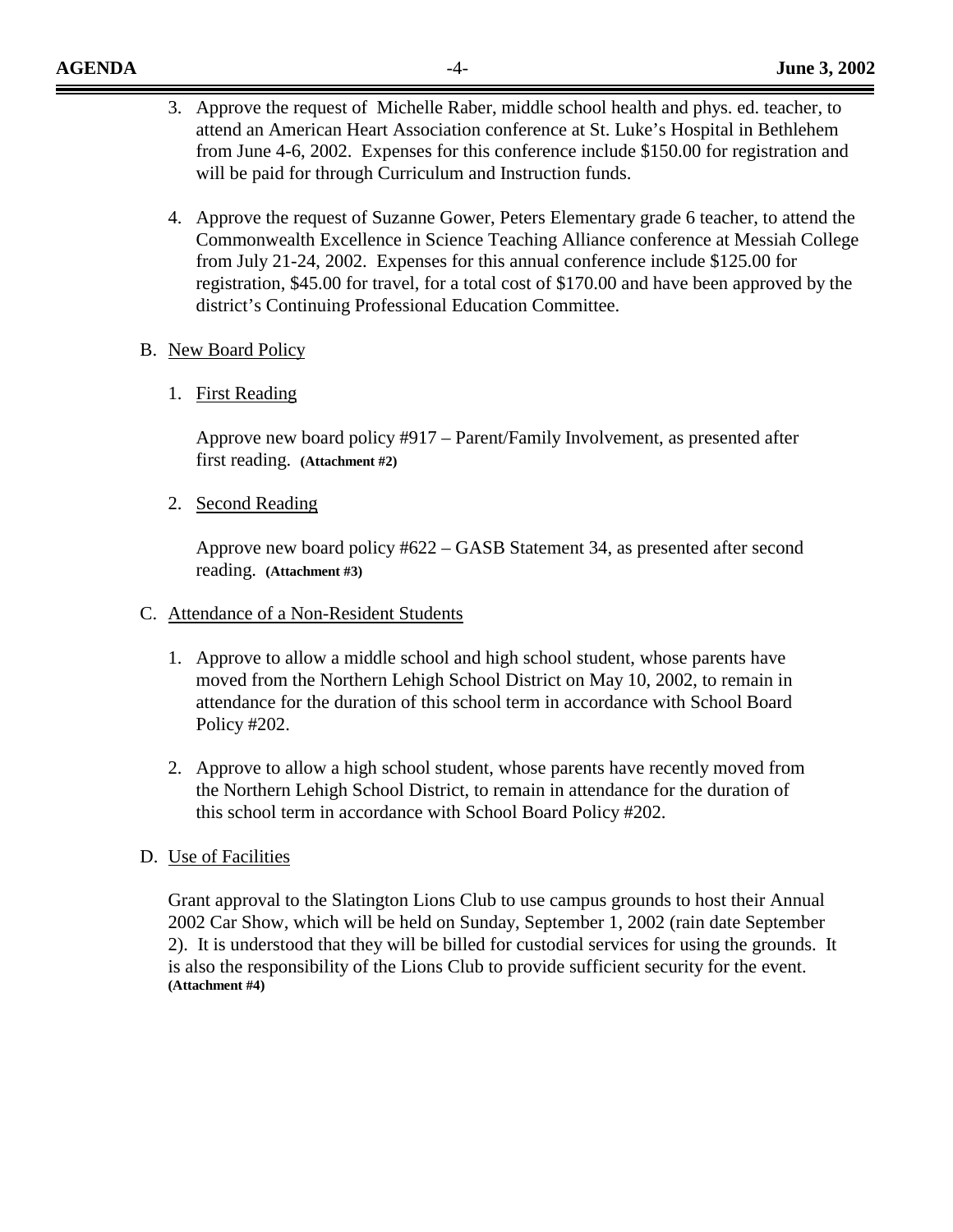3. Approve the request of Michelle Raber, middle school health and phys. ed. teacher, to attend an American Heart Association conference at St. Luke's Hospital in Bethlehem from June 4-6, 2002. Expenses for this conference include $150.00 for registration and will be paid for through Curriculum and Instruction funds.

4. Approve the request of Suzanne Gower, Peters Elementary grade 6 teacher, to attend the Commonwealth Excellence in Science Teaching Alliance conference at Messiah College from July 21-24, 2002. Expenses for this annual conference include $125.00 for registration, $45.00 for travel, for a total cost of $170.00 and have been approved by the district's Continuing Professional Education Committee.

B. <u>New Board Policy</u>

   1. <u>First Reading</u>

      Approve new board policy #917 – Parent/Family Involvement, as presented after first reading. **(Attachment #2)**

   2. <u>Second Reading</u>

      Approve new board policy #622 – GASB Statement 34, as presented after second reading. **(Attachment #3)**

C. <u>Attendance of a Non-Resident Students</u>

   1. Approve to allow a middle school and high school student, whose parents have moved from the Northern Lehigh School District on May 10, 2002, to remain in attendance for the duration of this school term in accordance with School Board Policy #202.

   2. Approve to allow a high school student, whose parents have recently moved from the Northern Lehigh School District, to remain in attendance for the duration of this school term in accordance with School Board Policy #202.

D. <u>Use of Facilities</u>

   Grant approval to the Slatington Lions Club to use campus grounds to host their Annual 2002 Car Show, which will be held on Sunday, September 1, 2002 (rain date September 2). It is understood that they will be billed for custodial services for using the grounds. It is also the responsibility of the Lions Club to provide sufficient security for the event. **(Attachment #4)**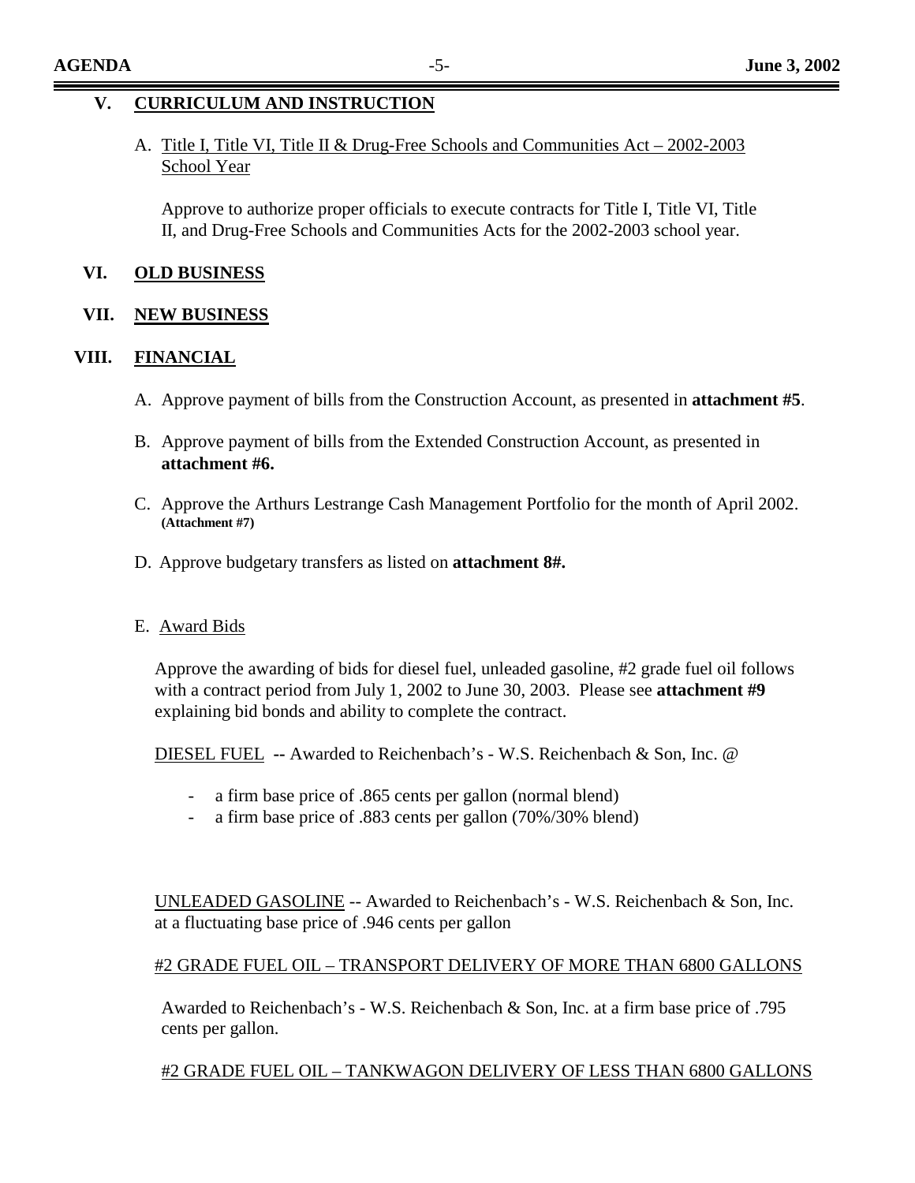## V. CURRICULUM AND INSTRUCTION

A. Title I, Title VI, Title II & Drug-Free Schools and Communities Act – 2002-2003 School Year

Approve to authorize proper officials to execute contracts for Title I, Title VI, Title II, and Drug-Free Schools and Communities Acts for the 2002-2003 school year.

## VI. OLD BUSINESS

## VII. NEW BUSINESS

## VIII. FINANCIAL

A. Approve payment of bills from the Construction Account, as presented in **attachment #5**.

B. Approve payment of bills from the Extended Construction Account, as presented in **attachment #6.**

C. Approve the Arthurs Lestrange Cash Management Portfolio for the month of April 2002. **(Attachment #7)**

D. Approve budgetary transfers as listed on **attachment 8#.**

E. Award Bids

Approve the awarding of bids for diesel fuel, unleaded gasoline, #2 grade fuel oil follows with a contract period from July 1, 2002 to June 30, 2003. Please see **attachment #9** explaining bid bonds and ability to complete the contract.

DIESEL FUEL **--** Awarded to Reichenbach's - W.S. Reichenbach & Son, Inc. @

- a firm base price of .865 cents per gallon (normal blend)
- a firm base price of .883 cents per gallon (70%/30% blend)

UNLEADED GASOLINE -- Awarded to Reichenbach's - W.S. Reichenbach & Son, Inc. at a fluctuating base price of .946 cents per gallon

#2 GRADE FUEL OIL – TRANSPORT DELIVERY OF MORE THAN 6800 GALLONS

Awarded to Reichenbach's - W.S. Reichenbach & Son, Inc. at a firm base price of .795 cents per gallon.

#2 GRADE FUEL OIL – TANKWAGON DELIVERY OF LESS THAN 6800 GALLONS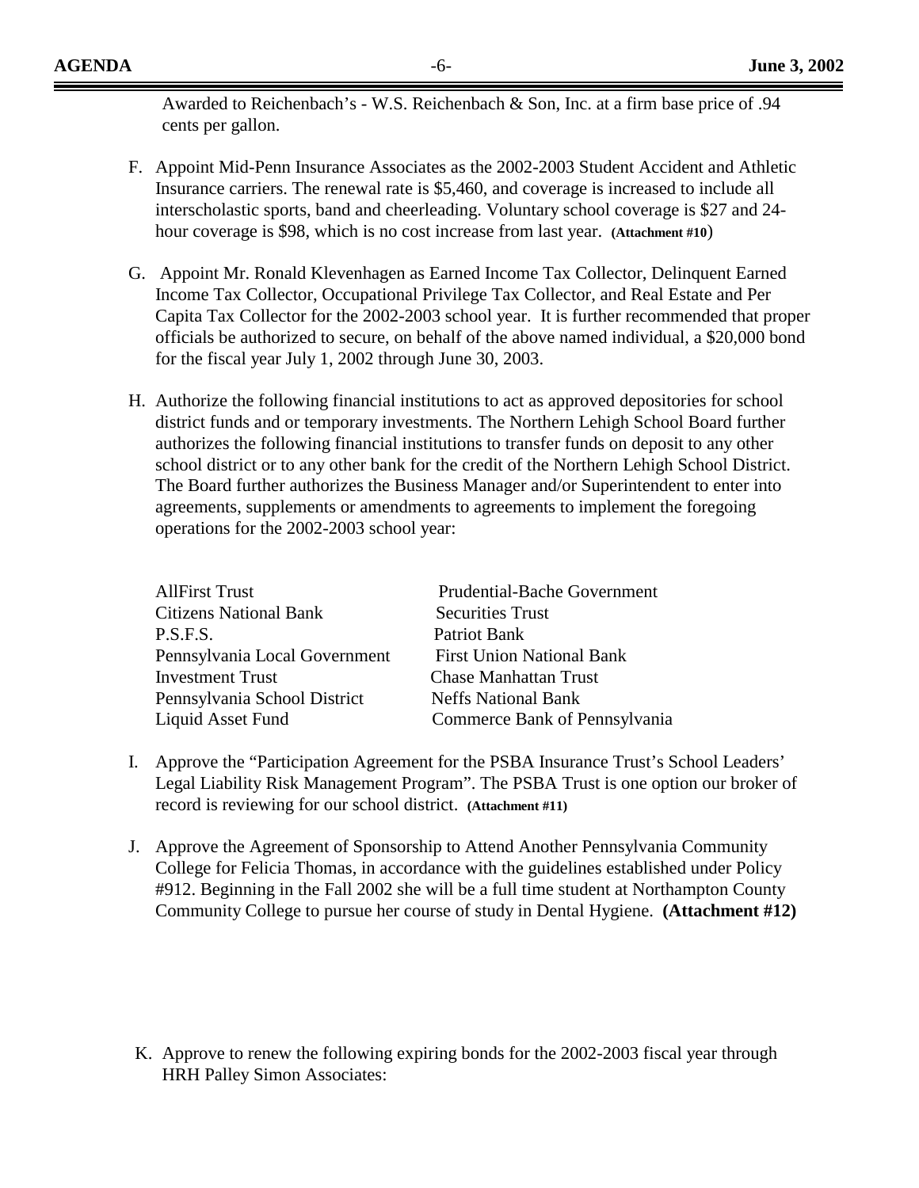Awarded to Reichenbach's - W.S. Reichenbach & Son, Inc. at a firm base price of .94 cents per gallon.

F. Appoint Mid-Penn Insurance Associates as the 2002-2003 Student Accident and Athletic Insurance carriers. The renewal rate is $5,460, and coverage is increased to include all interscholastic sports, band and cheerleading. Voluntary school coverage is $27 and 24-hour coverage is $98, which is no cost increase from last year. **(Attachment #10)**

G. Appoint Mr. Ronald Klevenhagen as Earned Income Tax Collector, Delinquent Earned Income Tax Collector, Occupational Privilege Tax Collector, and Real Estate and Per Capita Tax Collector for the 2002-2003 school year. It is further recommended that proper officials be authorized to secure, on behalf of the above named individual, a $20,000 bond for the fiscal year July 1, 2002 through June 30, 2003.

H. Authorize the following financial institutions to act as approved depositories for school district funds and or temporary investments. The Northern Lehigh School Board further authorizes the following financial institutions to transfer funds on deposit to any other school district or to any other bank for the credit of the Northern Lehigh School District. The Board further authorizes the Business Manager and/or Superintendent to enter into agreements, supplements or amendments to agreements to implement the foregoing operations for the 2002-2003 school year:

| | |
|---|---|
| AllFirst Trust | Prudential-Bache Government Securities Trust |
| Citizens National Bank | Patriot Bank |
| P.S.F.S. | First Union National Bank |
| Pennsylvania Local Government Investment Trust | Chase Manhattan Trust |
| Pennsylvania School District Liquid Asset Fund | Neffs National Bank |
| | Commerce Bank of Pennsylvania |

I. Approve the "Participation Agreement for the PSBA Insurance Trust's School Leaders' Legal Liability Risk Management Program". The PSBA Trust is one option our broker of record is reviewing for our school district. **(Attachment #11)**

J. Approve the Agreement of Sponsorship to Attend Another Pennsylvania Community College for Felicia Thomas, in accordance with the guidelines established under Policy #912. Beginning in the Fall 2002 she will be a full time student at Northampton County Community College to pursue her course of study in Dental Hygiene. **(Attachment #12)**

K. Approve to renew the following expiring bonds for the 2002-2003 fiscal year through HRH Palley Simon Associates: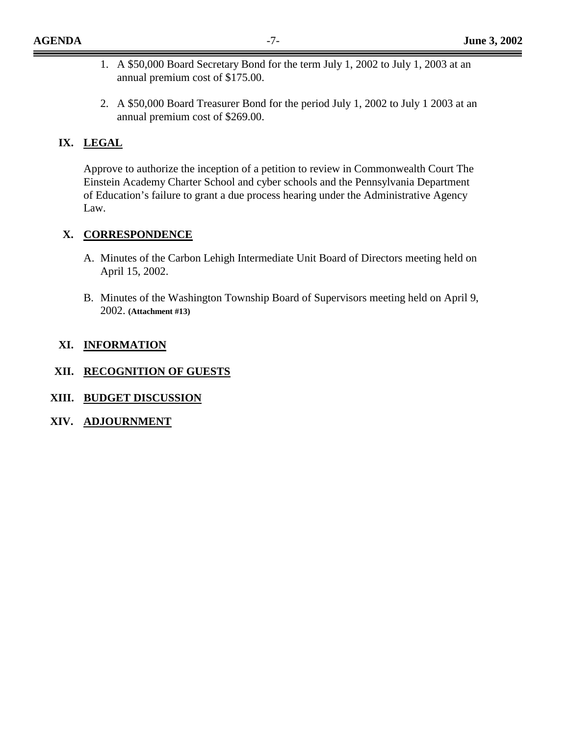1. A $50,000 Board Secretary Bond for the term July 1, 2002 to July 1, 2003 at an annual premium cost of $175.00.

2. A $50,000 Board Treasurer Bond for the period July 1, 2002 to July 1 2003 at an annual premium cost of $269.00.

## IX. LEGAL

Approve to authorize the inception of a petition to review in Commonwealth Court The Einstein Academy Charter School and cyber schools and the Pennsylvania Department of Education's failure to grant a due process hearing under the Administrative Agency Law.

## X. CORRESPONDENCE

A. Minutes of the Carbon Lehigh Intermediate Unit Board of Directors meeting held on April 15, 2002.

B. Minutes of the Washington Township Board of Supervisors meeting held on April 9, 2002. **(Attachment #13)**

## XI. INFORMATION

## XII. RECOGNITION OF GUESTS

## XIII. BUDGET DISCUSSION

## XIV. ADJOURNMENT